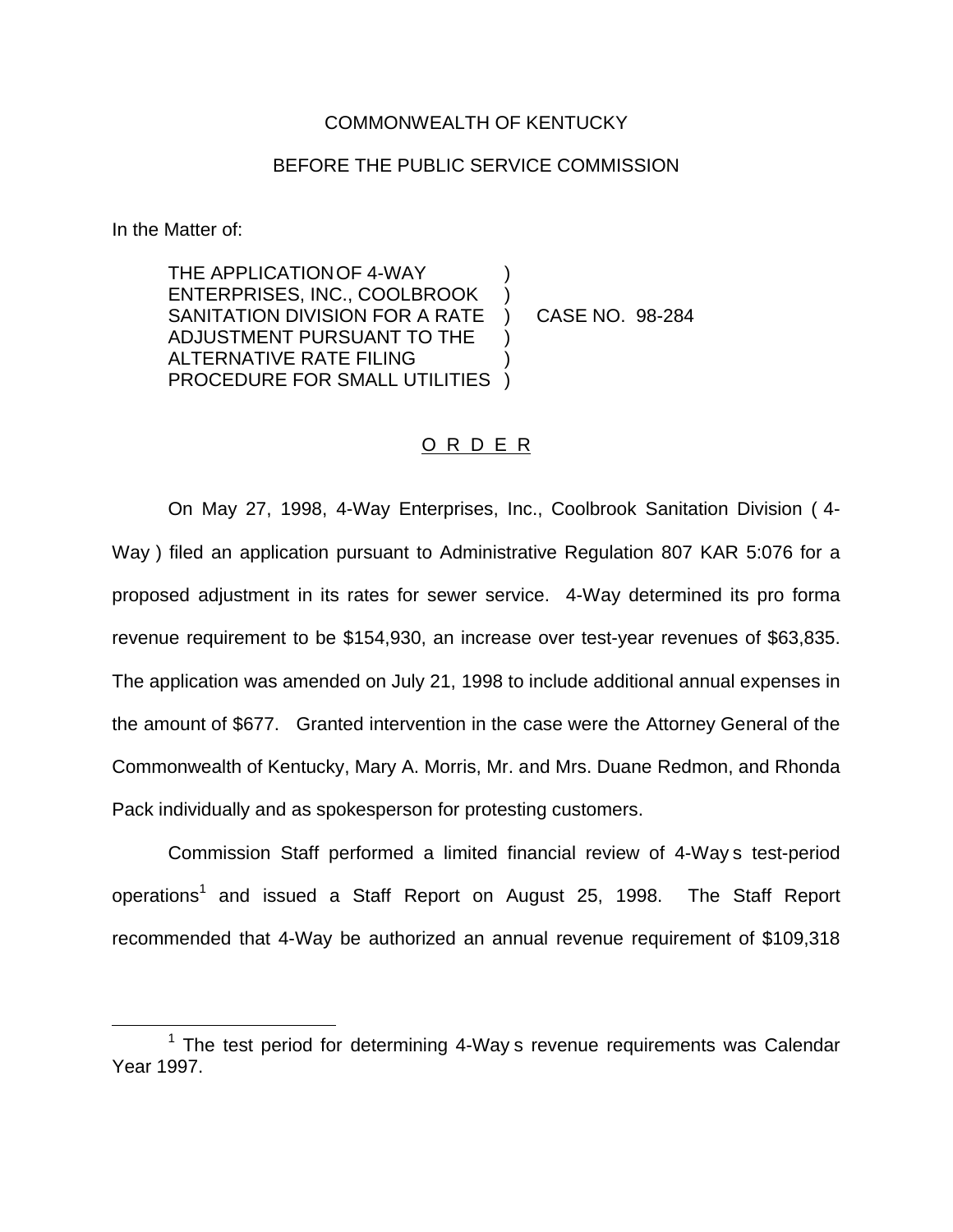COMMONWEALTH OF KENTUCKY

BEFORE THE PUBLIC SERVICE COMMISSION

In the Matter of:

THE APPLICATION OF 4-WAY ENTERPRISES, INC., COOLBROOK SANITATION DIVISION FOR A RATE ADJUSTMENT PURSUANT TO THE ALTERNATIVE RATE FILING PROCEDURE FOR SMALL UTILITIES ) CASE NO. 98-284

## O R D E R

On May 27, 1998, 4-Way Enterprises, Inc., Coolbrook Sanitation Division ( 4-Way ) filed an application pursuant to Administrative Regulation 807 KAR 5:076 for a proposed adjustment in its rates for sewer service. 4-Way determined its pro forma revenue requirement to be $154,930, an increase over test-year revenues of $63,835. The application was amended on July 21, 1998 to include additional annual expenses in the amount of $677. Granted intervention in the case were the Attorney General of the Commonwealth of Kentucky, Mary A. Morris, Mr. and Mrs. Duane Redmon, and Rhonda Pack individually and as spokesperson for protesting customers.

Commission Staff performed a limited financial review of 4-Way s test-period operations[1] and issued a Staff Report on August 25, 1998. The Staff Report recommended that 4-Way be authorized an annual revenue requirement of $109,318

[1] The test period for determining 4-Way s revenue requirements was Calendar Year 1997.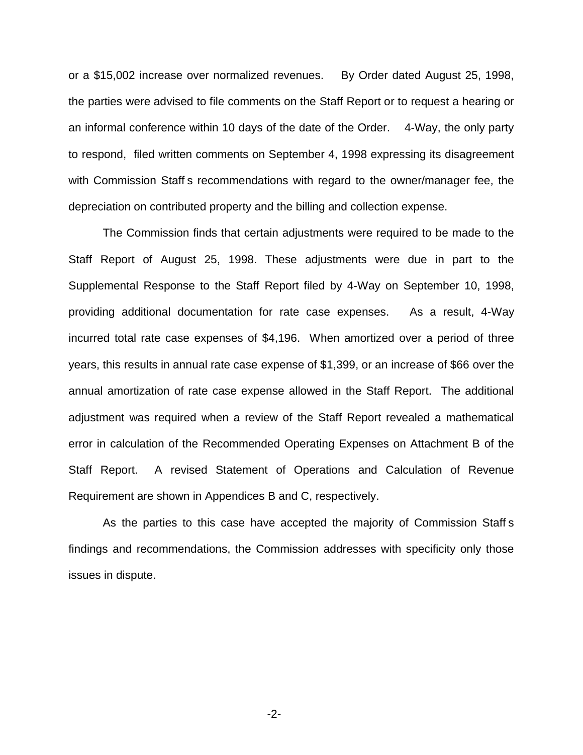or a $15,002 increase over normalized revenues. By Order dated August 25, 1998, the parties were advised to file comments on the Staff Report or to request a hearing or an informal conference within 10 days of the date of the Order. 4-Way, the only party to respond, filed written comments on September 4, 1998 expressing its disagreement with Commission Staff s recommendations with regard to the owner/manager fee, the depreciation on contributed property and the billing and collection expense.

The Commission finds that certain adjustments were required to be made to the Staff Report of August 25, 1998. These adjustments were due in part to the Supplemental Response to the Staff Report filed by 4-Way on September 10, 1998, providing additional documentation for rate case expenses. As a result, 4-Way incurred total rate case expenses of $4,196. When amortized over a period of three years, this results in annual rate case expense of $1,399, or an increase of $66 over the annual amortization of rate case expense allowed in the Staff Report. The additional adjustment was required when a review of the Staff Report revealed a mathematical error in calculation of the Recommended Operating Expenses on Attachment B of the Staff Report. A revised Statement of Operations and Calculation of Revenue Requirement are shown in Appendices B and C, respectively.

As the parties to this case have accepted the majority of Commission Staff s findings and recommendations, the Commission addresses with specificity only those issues in dispute.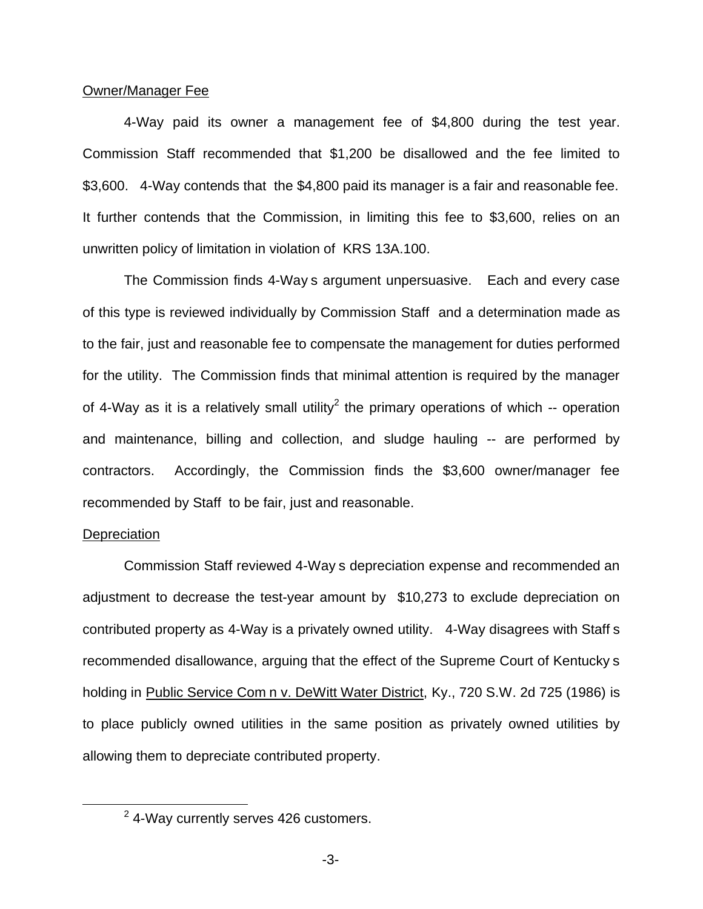Owner/Manager Fee

4-Way paid its owner a management fee of $4,800 during the test year. Commission Staff recommended that $1,200 be disallowed and the fee limited to $3,600. 4-Way contends that the $4,800 paid its manager is a fair and reasonable fee. It further contends that the Commission, in limiting this fee to $3,600, relies on an unwritten policy of limitation in violation of KRS 13A.100.

The Commission finds 4-Way s argument unpersuasive. Each and every case of this type is reviewed individually by Commission Staff and a determination made as to the fair, just and reasonable fee to compensate the management for duties performed for the utility. The Commission finds that minimal attention is required by the manager of 4-Way as it is a relatively small utility[2] the primary operations of which -- operation and maintenance, billing and collection, and sludge hauling -- are performed by contractors. Accordingly, the Commission finds the $3,600 owner/manager fee recommended by Staff to be fair, just and reasonable.

Depreciation

Commission Staff reviewed 4-Way s depreciation expense and recommended an adjustment to decrease the test-year amount by $10,273 to exclude depreciation on contributed property as 4-Way is a privately owned utility. 4-Way disagrees with Staff s recommended disallowance, arguing that the effect of the Supreme Court of Kentucky s holding in Public Service Com n v. DeWitt Water District, Ky., 720 S.W. 2d 725 (1986) is to place publicly owned utilities in the same position as privately owned utilities by allowing them to depreciate contributed property.

[2] 4-Way currently serves 426 customers.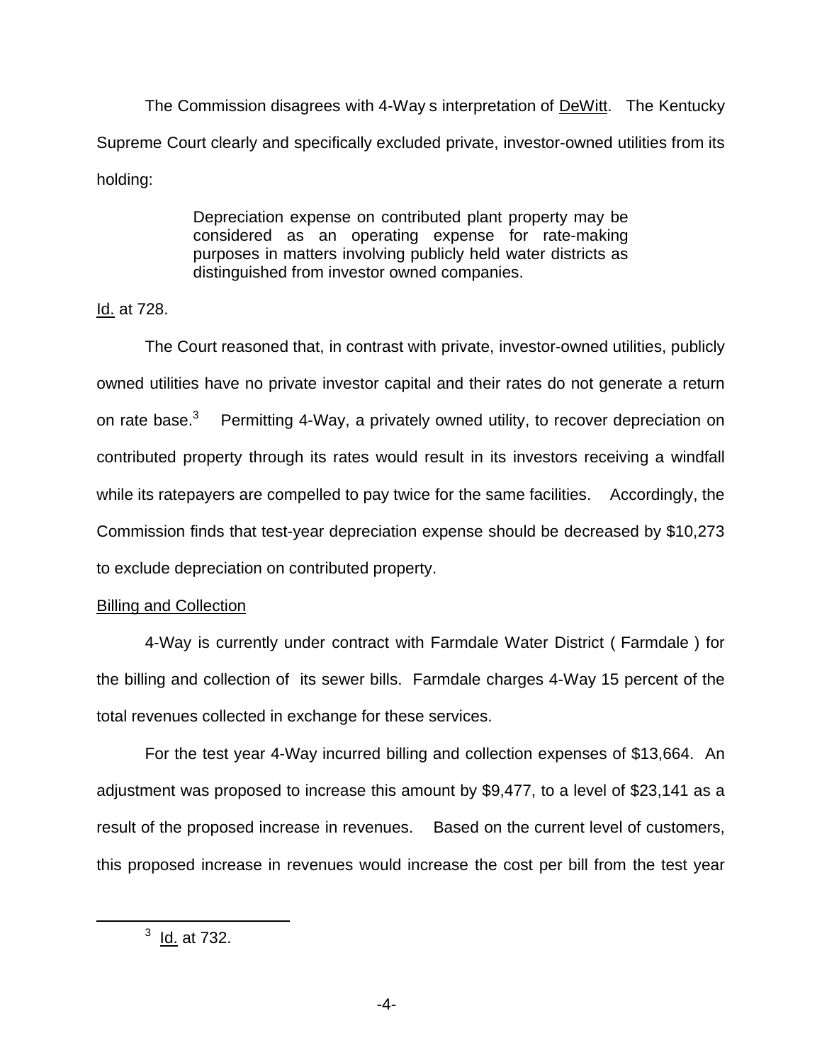The Commission disagrees with 4-Way s interpretation of <u>DeWitt</u>. The Kentucky Supreme Court clearly and specifically excluded private, investor-owned utilities from its holding:

> Depreciation expense on contributed plant property may be considered as an operating expense for rate-making purposes in matters involving publicly held water districts as distinguished from investor owned companies.

<u>Id.</u> at 728.

The Court reasoned that, in contrast with private, investor-owned utilities, publicly owned utilities have no private investor capital and their rates do not generate a return on rate base.[3] Permitting 4-Way, a privately owned utility, to recover depreciation on contributed property through its rates would result in its investors receiving a windfall while its ratepayers are compelled to pay twice for the same facilities. Accordingly, the Commission finds that test-year depreciation expense should be decreased by $10,273 to exclude depreciation on contributed property.

<u>Billing and Collection</u>

4-Way is currently under contract with Farmdale Water District ( Farmdale ) for the billing and collection of its sewer bills. Farmdale charges 4-Way 15 percent of the total revenues collected in exchange for these services.

For the test year 4-Way incurred billing and collection expenses of $13,664. An adjustment was proposed to increase this amount by $9,477, to a level of $23,141 as a result of the proposed increase in revenues. Based on the current level of customers, this proposed increase in revenues would increase the cost per bill from the test year

[3] <u>Id.</u> at 732.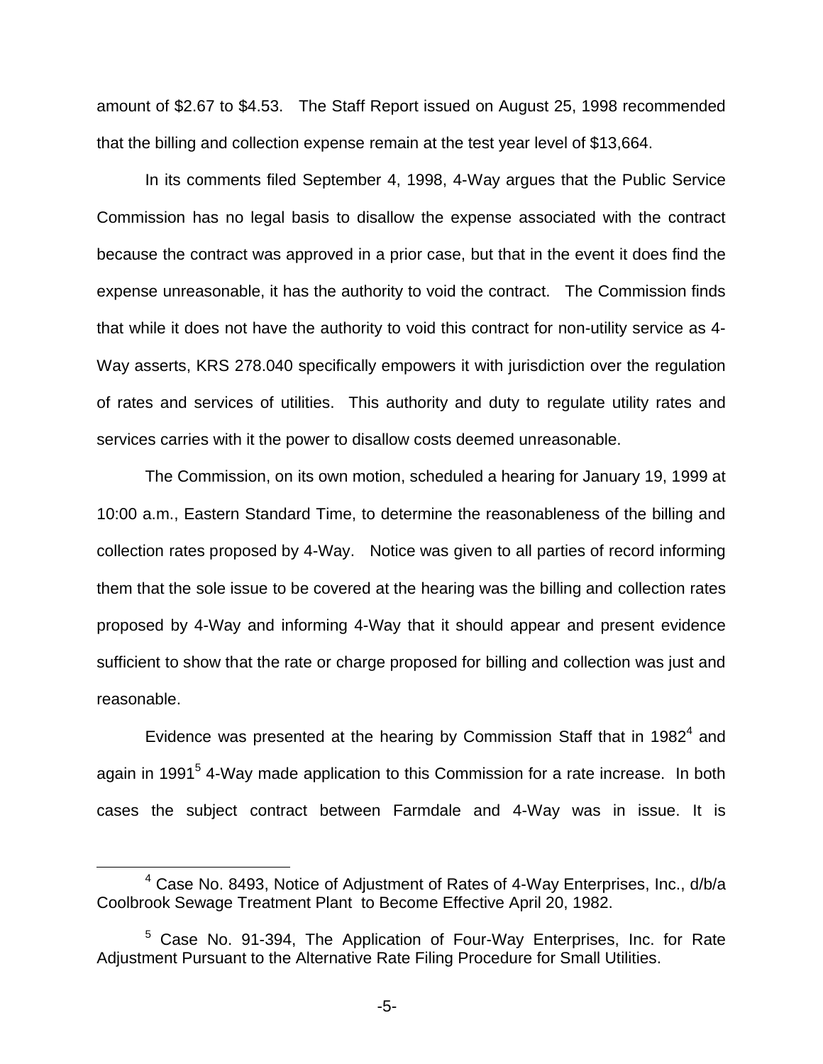amount of $2.67 to $4.53. The Staff Report issued on August 25, 1998 recommended that the billing and collection expense remain at the test year level of $13,664.

In its comments filed September 4, 1998, 4-Way argues that the Public Service Commission has no legal basis to disallow the expense associated with the contract because the contract was approved in a prior case, but that in the event it does find the expense unreasonable, it has the authority to void the contract. The Commission finds that while it does not have the authority to void this contract for non-utility service as 4-Way asserts, KRS 278.040 specifically empowers it with jurisdiction over the regulation of rates and services of utilities. This authority and duty to regulate utility rates and services carries with it the power to disallow costs deemed unreasonable.

The Commission, on its own motion, scheduled a hearing for January 19, 1999 at 10:00 a.m., Eastern Standard Time, to determine the reasonableness of the billing and collection rates proposed by 4-Way. Notice was given to all parties of record informing them that the sole issue to be covered at the hearing was the billing and collection rates proposed by 4-Way and informing 4-Way that it should appear and present evidence sufficient to show that the rate or charge proposed for billing and collection was just and reasonable.

Evidence was presented at the hearing by Commission Staff that in 1982[4] and again in 1991[5] 4-Way made application to this Commission for a rate increase. In both cases the subject contract between Farmdale and 4-Way was in issue. It is

[4] Case No. 8493, Notice of Adjustment of Rates of 4-Way Enterprises, Inc., d/b/a Coolbrook Sewage Treatment Plant to Become Effective April 20, 1982.

[5] Case No. 91-394, The Application of Four-Way Enterprises, Inc. for Rate Adjustment Pursuant to the Alternative Rate Filing Procedure for Small Utilities.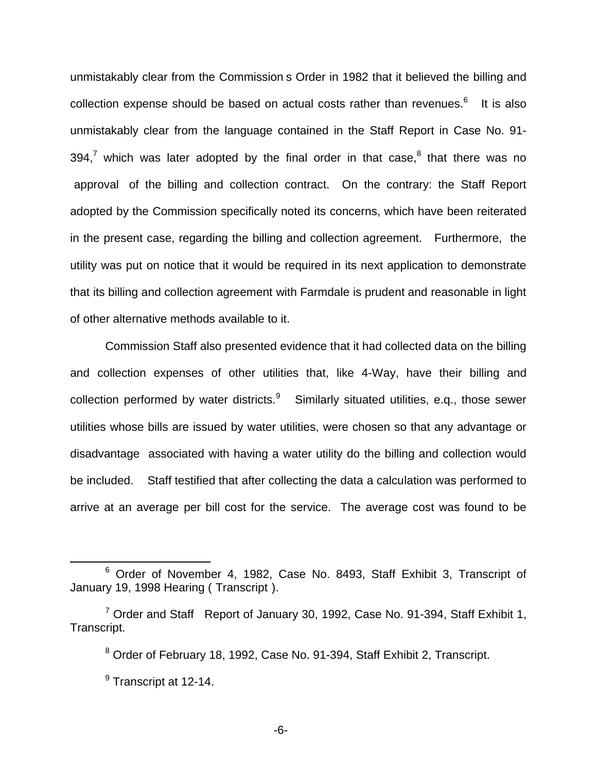unmistakably clear from the Commission s Order in 1982 that it believed the billing and collection expense should be based on actual costs rather than revenues.[6] It is also unmistakably clear from the language contained in the Staff Report in Case No. 91-394,[7] which was later adopted by the final order in that case,[8] that there was no approval of the billing and collection contract. On the contrary: the Staff Report adopted by the Commission specifically noted its concerns, which have been reiterated in the present case, regarding the billing and collection agreement. Furthermore, the utility was put on notice that it would be required in its next application to demonstrate that its billing and collection agreement with Farmdale is prudent and reasonable in light of other alternative methods available to it.

Commission Staff also presented evidence that it had collected data on the billing and collection expenses of other utilities that, like 4-Way, have their billing and collection performed by water districts.[9] Similarly situated utilities, e.q., those sewer utilities whose bills are issued by water utilities, were chosen so that any advantage or disadvantage associated with having a water utility do the billing and collection would be included. Staff testified that after collecting the data a calculation was performed to arrive at an average per bill cost for the service. The average cost was found to be

---

[6] Order of November 4, 1982, Case No. 8493, Staff Exhibit 3, Transcript of January 19, 1998 Hearing ( Transcript ).

[7] Order and Staff Report of January 30, 1992, Case No. 91-394, Staff Exhibit 1, Transcript.

[8] Order of February 18, 1992, Case No. 91-394, Staff Exhibit 2, Transcript.

[9] Transcript at 12-14.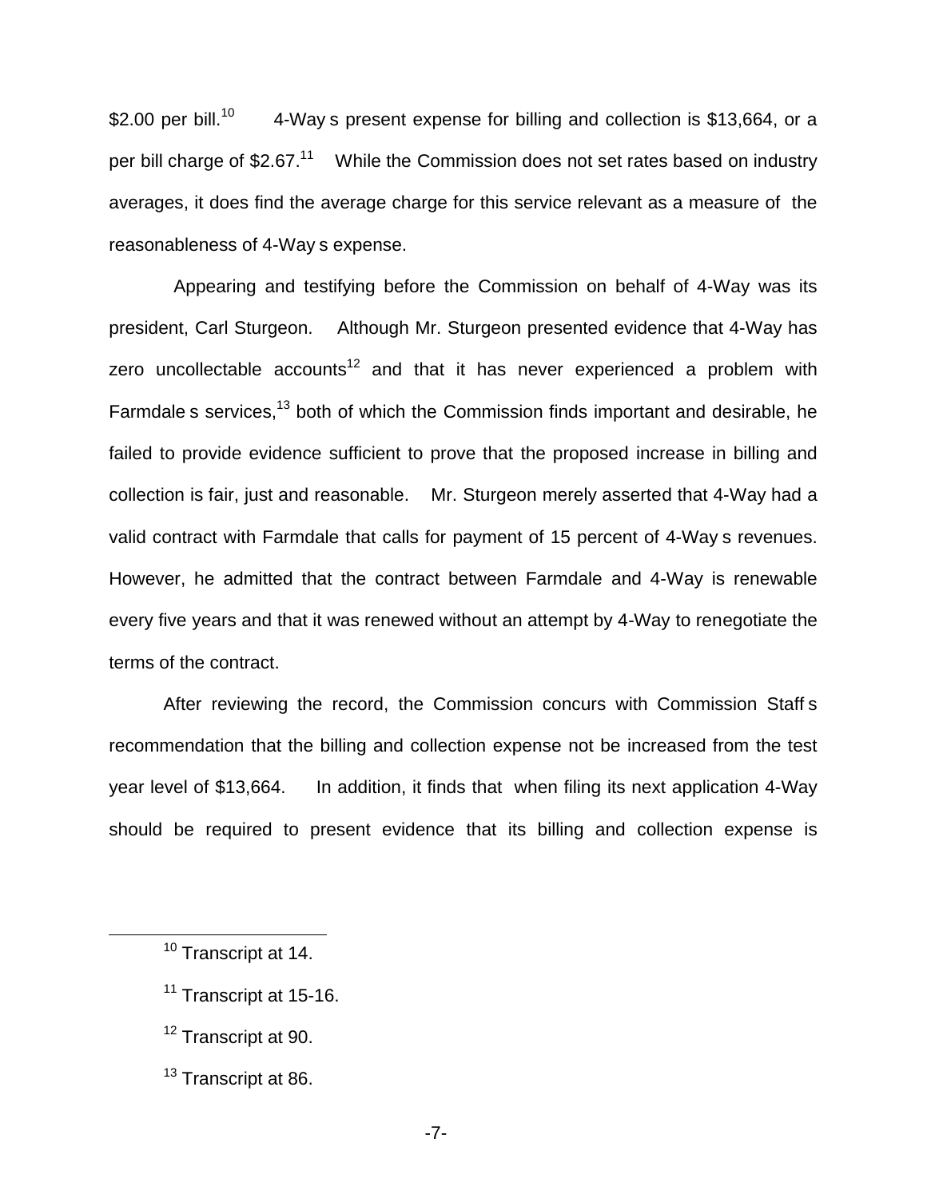$2.00 per bill.[10] 4-Way s present expense for billing and collection is $13,664, or a per bill charge of $2.67.[11] While the Commission does not set rates based on industry averages, it does find the average charge for this service relevant as a measure of the reasonableness of 4-Way s expense.

Appearing and testifying before the Commission on behalf of 4-Way was its president, Carl Sturgeon. Although Mr. Sturgeon presented evidence that 4-Way has zero uncollectable accounts[12] and that it has never experienced a problem with Farmdale s services,[13] both of which the Commission finds important and desirable, he failed to provide evidence sufficient to prove that the proposed increase in billing and collection is fair, just and reasonable. Mr. Sturgeon merely asserted that 4-Way had a valid contract with Farmdale that calls for payment of 15 percent of 4-Way s revenues. However, he admitted that the contract between Farmdale and 4-Way is renewable every five years and that it was renewed without an attempt by 4-Way to renegotiate the terms of the contract.

After reviewing the record, the Commission concurs with Commission Staff s recommendation that the billing and collection expense not be increased from the test year level of $13,664. In addition, it finds that when filing its next application 4-Way should be required to present evidence that its billing and collection expense is

---

[10] Transcript at 14.

[11] Transcript at 15-16.

[12] Transcript at 90.

[13] Transcript at 86.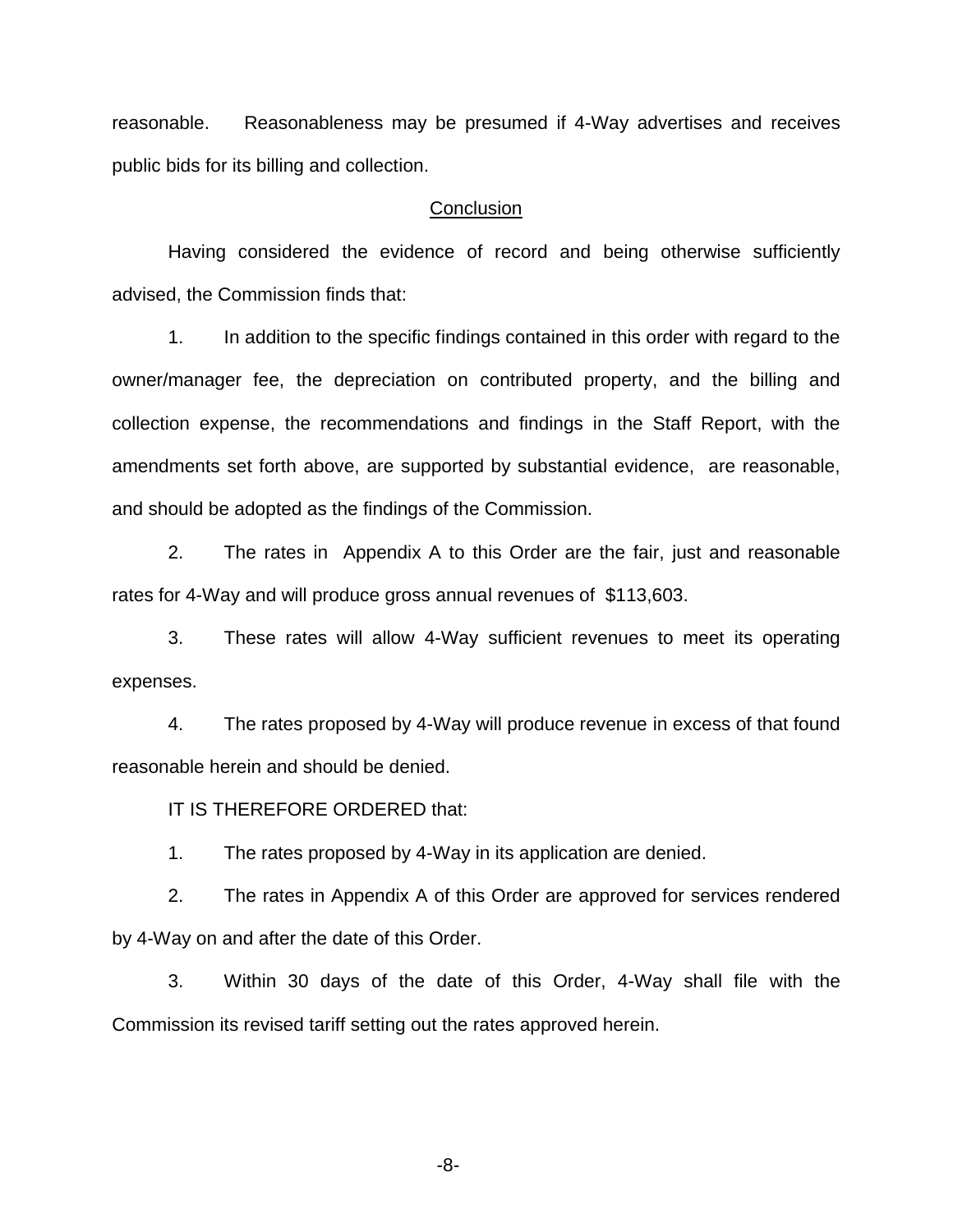reasonable. Reasonableness may be presumed if 4-Way advertises and receives public bids for its billing and collection.

## Conclusion

Having considered the evidence of record and being otherwise sufficiently advised, the Commission finds that:

1. In addition to the specific findings contained in this order with regard to the owner/manager fee, the depreciation on contributed property, and the billing and collection expense, the recommendations and findings in the Staff Report, with the amendments set forth above, are supported by substantial evidence, are reasonable, and should be adopted as the findings of the Commission.

2. The rates in Appendix A to this Order are the fair, just and reasonable rates for 4-Way and will produce gross annual revenues of $113,603.

3. These rates will allow 4-Way sufficient revenues to meet its operating expenses.

4. The rates proposed by 4-Way will produce revenue in excess of that found reasonable herein and should be denied.

IT IS THEREFORE ORDERED that:

1. The rates proposed by 4-Way in its application are denied.

2. The rates in Appendix A of this Order are approved for services rendered by 4-Way on and after the date of this Order.

3. Within 30 days of the date of this Order, 4-Way shall file with the Commission its revised tariff setting out the rates approved herein.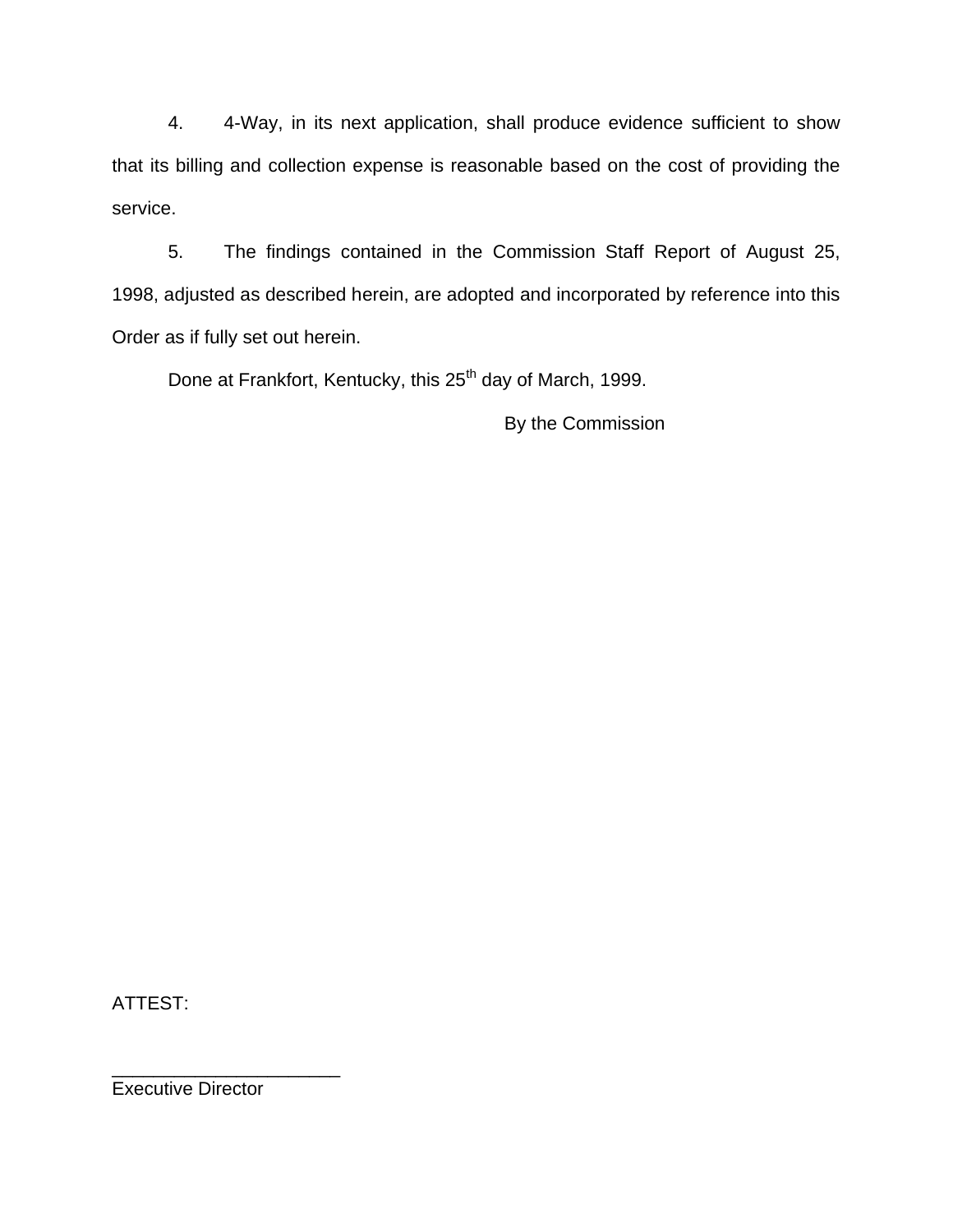4. 4-Way, in its next application, shall produce evidence sufficient to show that its billing and collection expense is reasonable based on the cost of providing the service.

5. The findings contained in the Commission Staff Report of August 25, 1998, adjusted as described herein, are adopted and incorporated by reference into this Order as if fully set out herein.

Done at Frankfort, Kentucky, this 25th day of March, 1999.

By the Commission

ATTEST:

______________________
Executive Director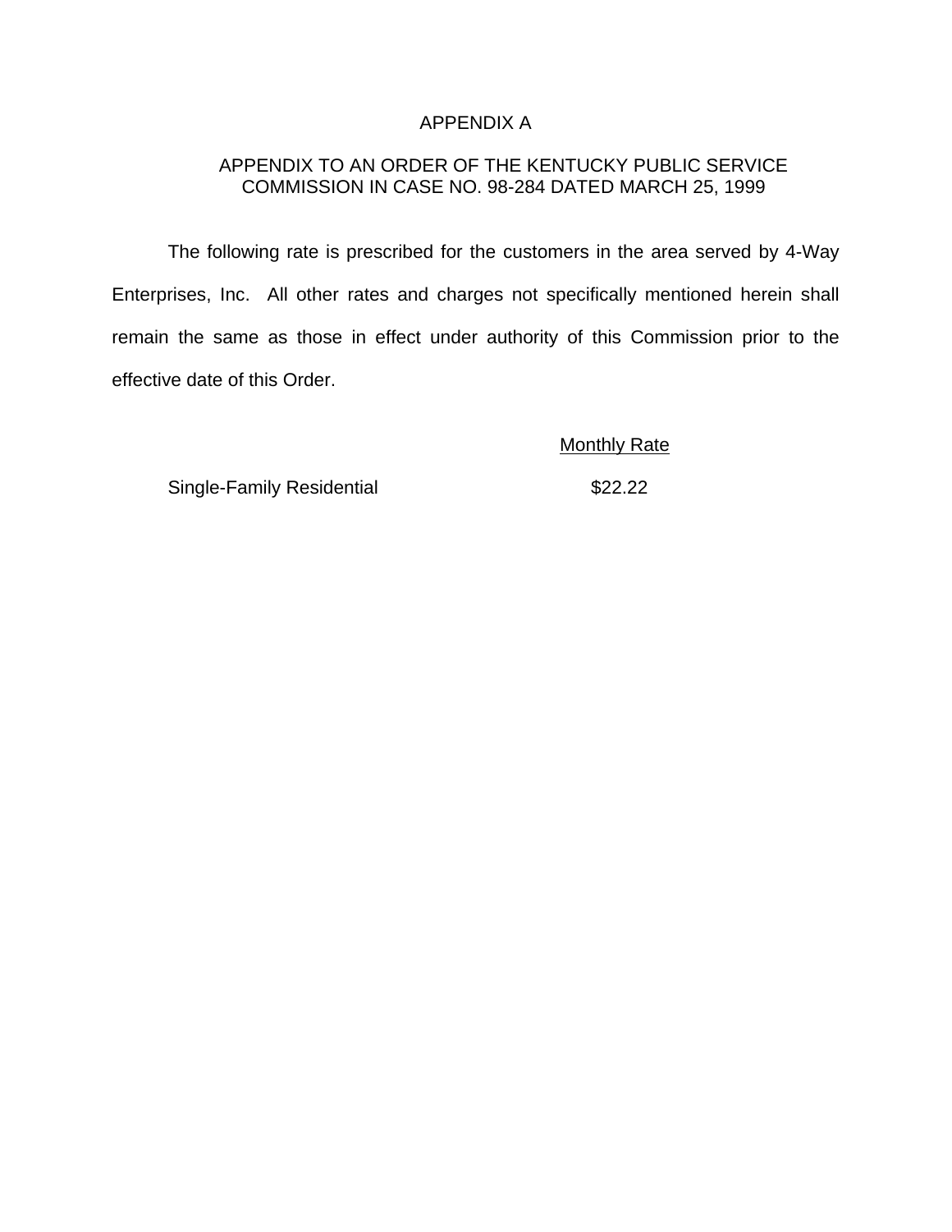# APPENDIX A

## APPENDIX TO AN ORDER OF THE KENTUCKY PUBLIC SERVICE COMMISSION IN CASE NO. 98-284 DATED MARCH 25, 1999

The following rate is prescribed for the customers in the area served by 4-Way Enterprises, Inc. All other rates and charges not specifically mentioned herein shall remain the same as those in effect under authority of this Commission prior to the effective date of this Order.

| | Monthly Rate |
|---|---|
| Single-Family Residential | $22.22 |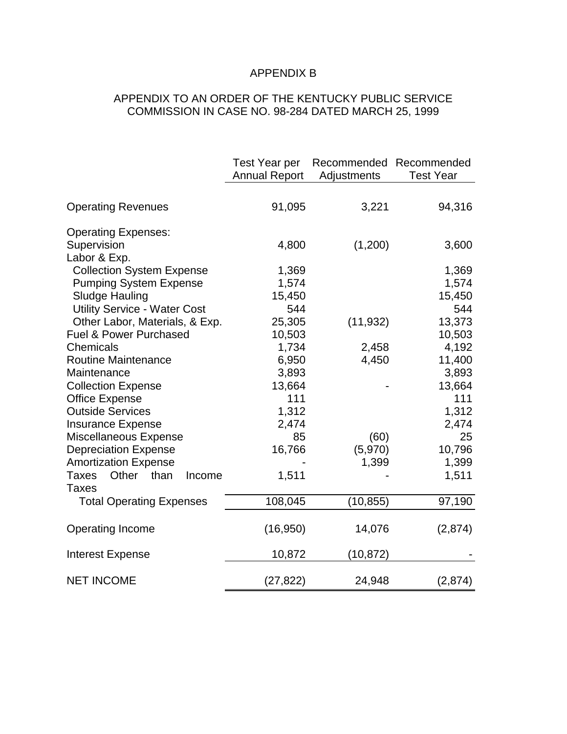APPENDIX B

APPENDIX TO AN ORDER OF THE KENTUCKY PUBLIC SERVICE COMMISSION IN CASE NO. 98-284 DATED MARCH 25, 1999

| | Test Year per Annual Report | Recommended Adjustments | Recommended Test Year |
|---|---|---|---|
| Operating Revenues | 91,095 | 3,221 | 94,316 |
| Operating Expenses: | | | |
| Supervision | 4,800 | (1,200) | 3,600 |
| Labor & Exp. | | | |
| Collection System Expense | 1,369 | | 1,369 |
| Pumping System Expense | 1,574 | | 1,574 |
| Sludge Hauling | 15,450 | | 15,450 |
| Utility Service - Water Cost | 544 | | 544 |
| Other Labor, Materials, & Exp. | 25,305 | (11,932) | 13,373 |
| Fuel & Power Purchased | 10,503 | | 10,503 |
| Chemicals | 1,734 | 2,458 | 4,192 |
| Routine Maintenance | 6,950 | 4,450 | 11,400 |
| Maintenance | 3,893 | | 3,893 |
| Collection Expense | 13,664 | - | 13,664 |
| Office Expense | 111 | | 111 |
| Outside Services | 1,312 | | 1,312 |
| Insurance Expense | 2,474 | | 2,474 |
| Miscellaneous Expense | 85 | (60) | 25 |
| Depreciation Expense | 16,766 | (5,970) | 10,796 |
| Amortization Expense | - | 1,399 | 1,399 |
| Taxes Other than Income Taxes | 1,511 | - | 1,511 |
| Total Operating Expenses | 108,045 | (10,855) | 97,190 |
| Operating Income | (16,950) | 14,076 | (2,874) |
| Interest Expense | 10,872 | (10,872) | - |
| NET INCOME | (27,822) | 24,948 | (2,874) |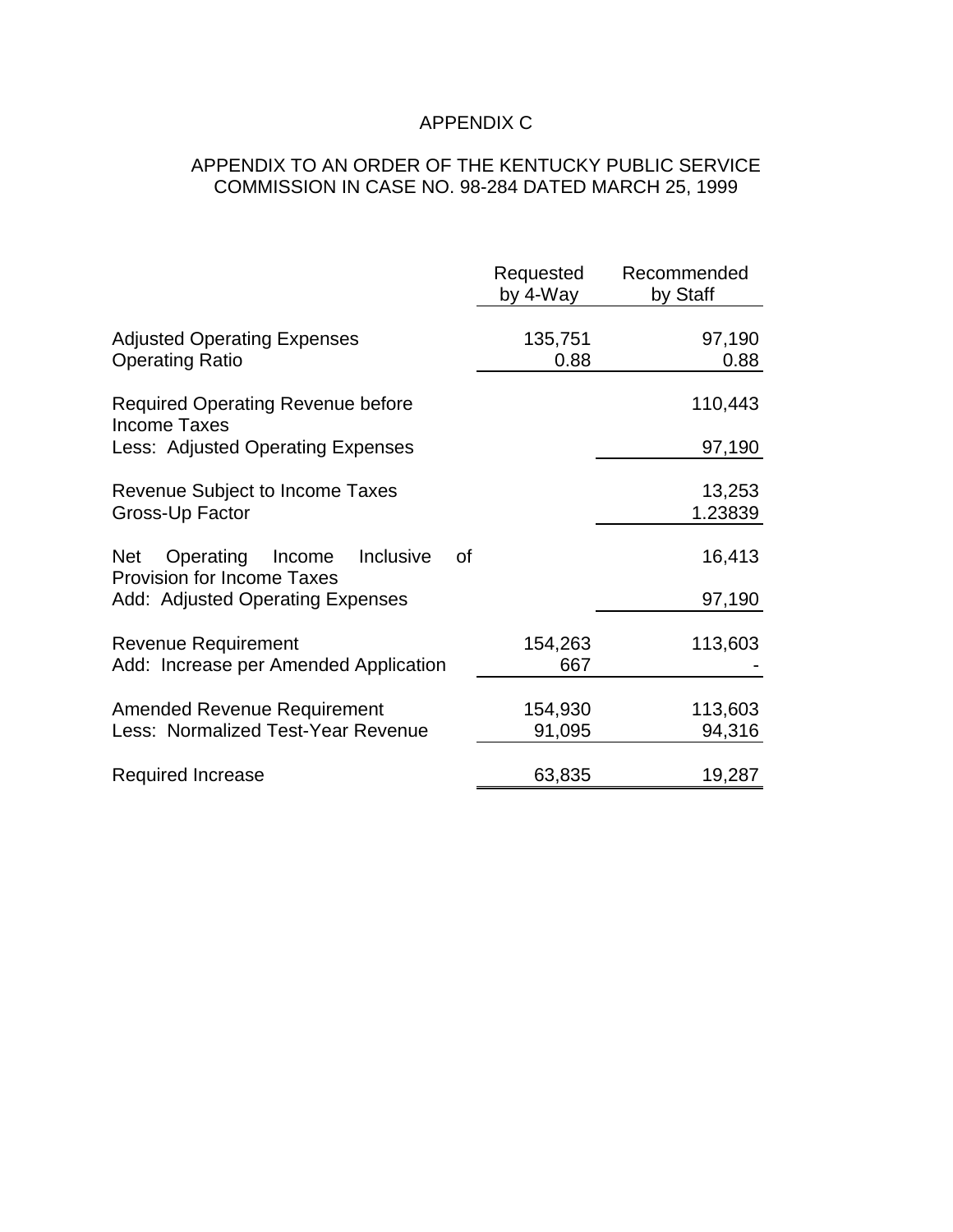# APPENDIX C

## APPENDIX TO AN ORDER OF THE KENTUCKY PUBLIC SERVICE COMMISSION IN CASE NO. 98-284 DATED MARCH 25, 1999

| | Requested by 4-Way | Recommended by Staff |
|---|---|---|
| Adjusted Operating Expenses | 135,751 | 97,190 |
| Operating Ratio | 0.88 | 0.88 |
| Required Operating Revenue before Income Taxes | | 110,443 |
| Less: Adjusted Operating Expenses | | 97,190 |
| Revenue Subject to Income Taxes | | 13,253 |
| Gross-Up Factor | | 1.23839 |
| Net Operating Income Inclusive of Provision for Income Taxes | | 16,413 |
| Add: Adjusted Operating Expenses | | 97,190 |
| Revenue Requirement | 154,263 | 113,603 |
| Add: Increase per Amended Application | 667 | - |
| Amended Revenue Requirement | 154,930 | 113,603 |
| Less: Normalized Test-Year Revenue | 91,095 | 94,316 |
| Required Increase | 63,835 | 19,287 |